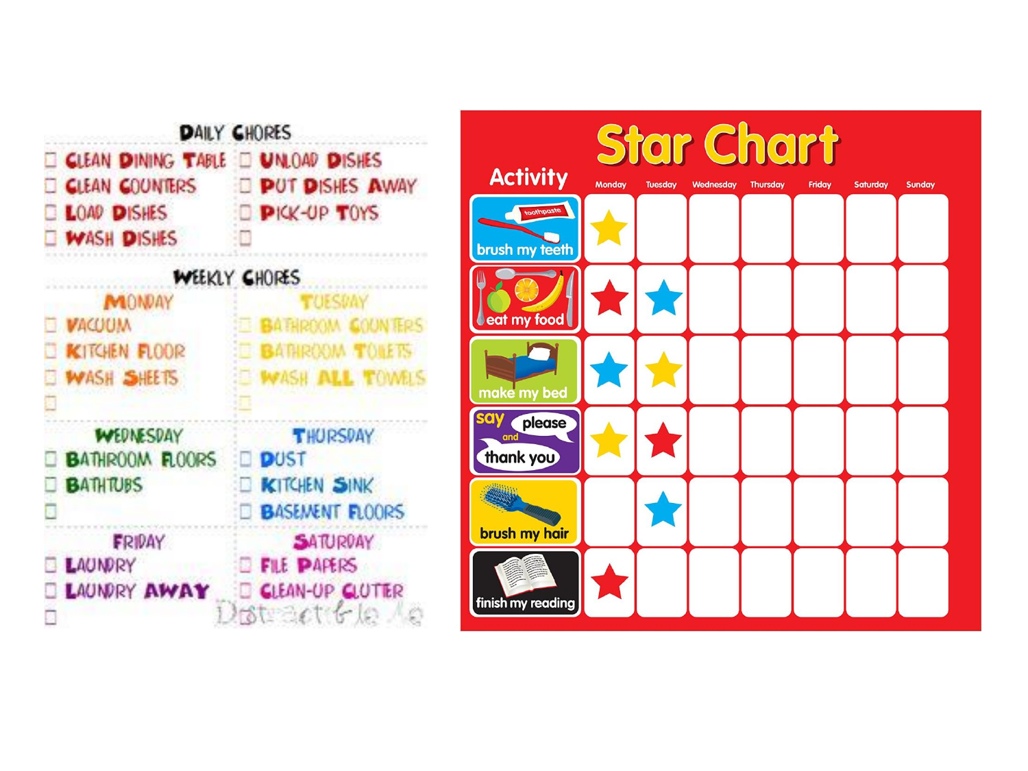## DAILY CHORES

- ☐ CLEAN DINING TABLE
- ☐ CLEAN COUNTERS
- ☐ LOAD DISHES
- ☐ WASH DISHES
- ☐ UNLOAD DISHES
- ☐ PUT DISHES AWAY
- ☐ PICK-UP TOYS
- ☐

## WEEKLY CHORES

### MONDAY

- ☐ VACUUM
- ☐ KITCHEN FLOOR
- ☐ WASH SHEETS
- ☐

### TUESDAY

- ☐ BATHROOM COUNTERS
- ☐ BATHROOM TOILETS
- ☐ WASH ALL TOWELS
- ☐

### WEDNESDAY

- ☐ BATHROOM FLOORS
- ☐ BATHTUBS
- ☐

### THURSDAY

- ☐ DUST
- ☐ KITCHEN SINK
- ☐ BASEMENT FLOORS

### FRIDAY

- ☐ LAUNDRY
- ☐ LAUNDRY AWAY
- ☐

### SATURDAY

- ☐ FILE PAPERS
- ☐ CLEAN-UP CLUTTER

Distractible Me

# Star Chart

| Activity | Monday | Tuesday | Wednesday | Thursday | Friday | Saturday | Sunday |
|---|---|---|---|---|---|---|---|
| brush my teeth | ★ | | | | | | |
| eat my food | ★ | ★ | | | | | |
| make my bed | ★ | ★ | | | | | |
| say please and thank you | ★ | ★ | | | | | |
| brush my hair | | ★ | | | | | |
| finish my reading | ★ | | | | | | |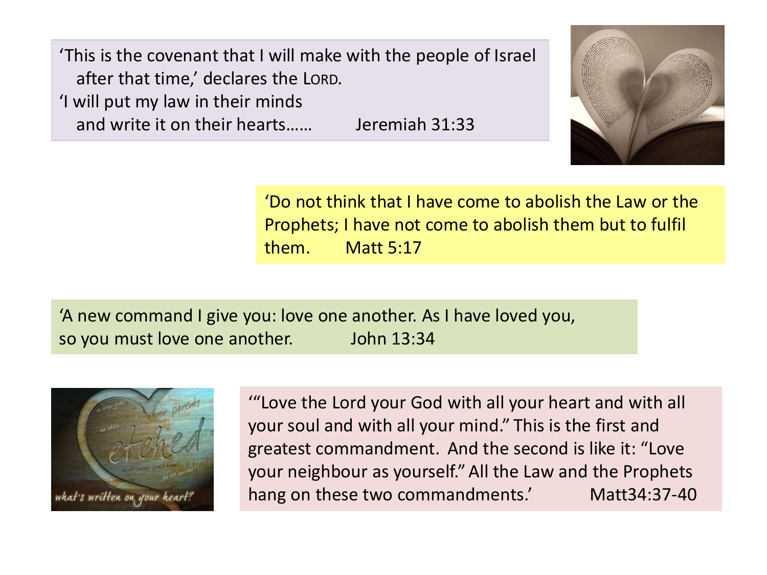'This is the covenant that I will make with the people of Israel
after that time,' declares the LORD.
'I will put my law in their minds
and write it on their hearts…… Jeremiah 31:33

'Do not think that I have come to abolish the Law or the Prophets; I have not come to abolish them but to fulfil them. Matt 5:17

'A new command I give you: love one another. As I have loved you, so you must love one another. John 13:34

'"Love the Lord your God with all your heart and with all your soul and with all your mind." This is the first and greatest commandment. And the second is like it: "Love your neighbour as yourself." All the Law and the Prophets hang on these two commandments.' Matt34:37-40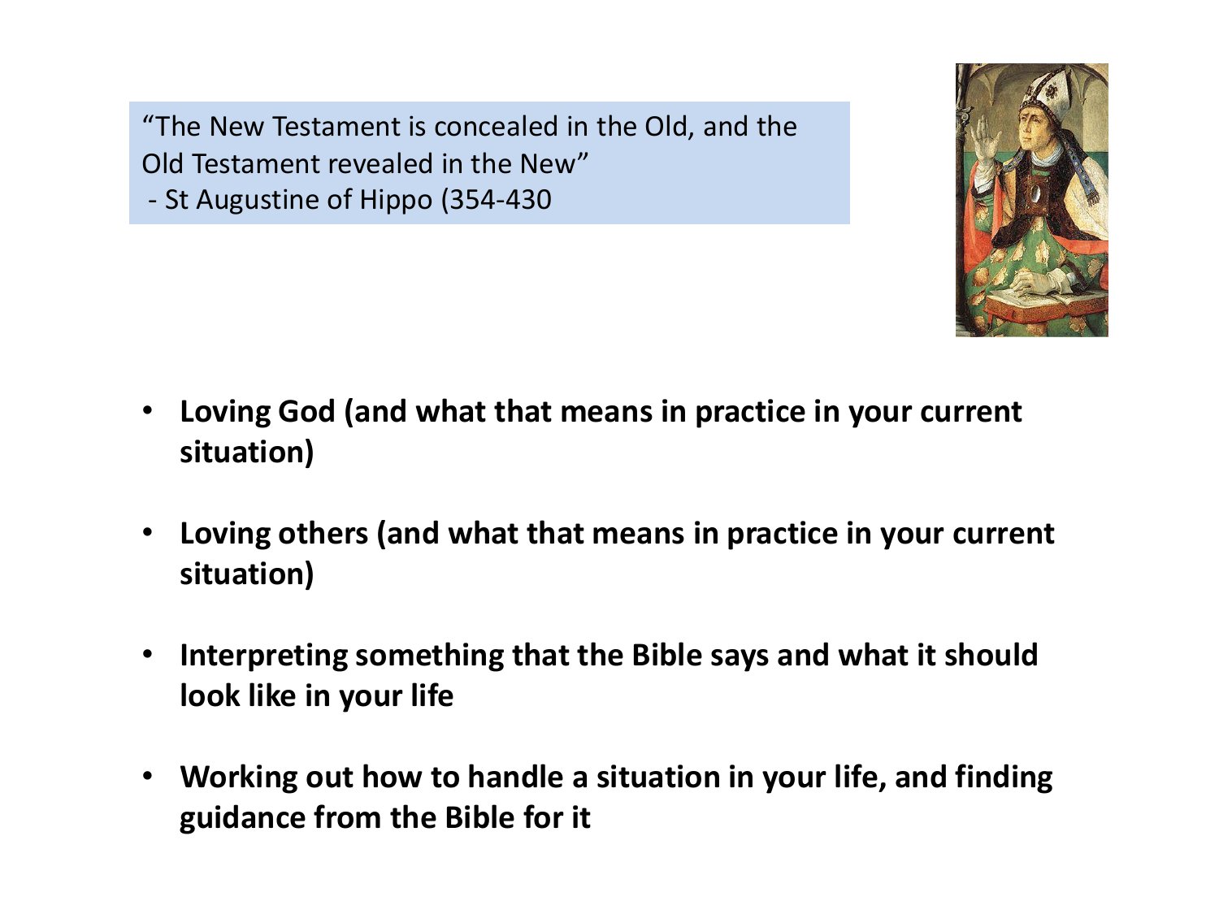"The New Testament is concealed in the Old, and the Old Testament revealed in the New"
- St Augustine of Hippo (354-430

- **Loving God (and what that means in practice in your current situation)**
- **Loving others (and what that means in practice in your current situation)**
- **Interpreting something that the Bible says and what it should look like in your life**
- **Working out how to handle a situation in your life, and finding guidance from the Bible for it**